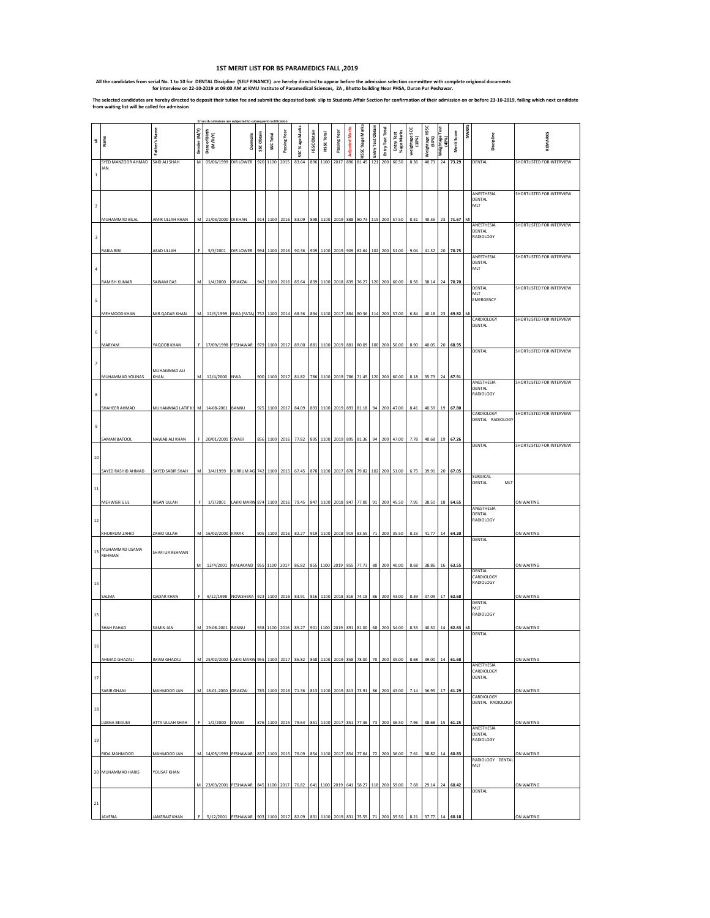# 1ST MERIT LIST FOR BS PARAMEDICS FALL ,2019

**All the candidates from serial No. 1 to 10 for DENTAL Discipline (SELF FINANCE) are hereby directed to appear before the admission selection committee with complete origional documents for interview on 22-10-2019 at 09:00 AM at KMU Institute of Paramedical Sciences, ZA , Bhutto building Near PHSA, Duran Pur Peshawar.**

**The selected candidates are hereby directed to deposit their tution fee and submit the deposited bank slip to Students Affair Section for confirmation of their admission on or before 23-10-2019, failing which next candidate from waiting list will be called for admission**

Errors & omissions are subjected to subsequent ractification

| S# | Name | Father's Name | Gender (M/F) | Date of Birth (M/D/Y) | Domicile | SSC Obtain | SSC Total | Passing Year | SSC %age Marks | HSSC Obtain | HSSC Total | Passing Year | Adjusted Marks | HSSC %age Marks | Entry Test Obtain | Entry Test Total | Entry Test %age Marks | Weightage SSC (10%) | Weightage HSSC (50%) | Weightage Test (40%) | Merit Score | MARKS | Discipline | REMARKS |
|---|---|---|---|---|---|---|---|---|---|---|---|---|---|---|---|---|---|---|---|---|---|---|---|---|
| 1 | SYED MANZOOR AHMAD JAN | SAID ALI SHAH | M | 05/06/1999 | DIR LOWER | 920 | 1100 | 2015 | 83.64 | 896 | 1100 | 2017 | 896 | 81.45 | 121 | 200 | 60.50 | 8.36 | 40.73 | 24 | 73.29 | | DENTAL | SHORTLISTED FOR INTERVIEW |
| 2 | MUHAMMAD BILAL | AMIR ULLAH KHAN | M | 21/03/2000 | DI KHAN | 914 | 1100 | 2016 | 83.09 | 898 | 1100 | 2019 | 888 | 80.73 | 115 | 200 | 57.50 | 8.31 | 40.36 | 23 | 71.67 | MI | ANESTHESIA DENTAL MLT | SHORTLISTED FOR INTERVIEW |
| 3 | RABIA BIBI | ASAD ULLAH | F | 5/3/2001 | DIR LOWER | 994 | 1100 | 2016 | 90.36 | 909 | 1100 | 2019 | 909 | 82.64 | 102 | 200 | 51.00 | 9.04 | 41.32 | 20 | 70.75 | | ANESTHESIA DENTAL RADIOLOGY | SHORTLISTED FOR INTERVIEW |
| 4 | RAMISH KUMAR | SAINAM DAS | M | 1/4/2000 | ORAKZAI | 942 | 1100 | 2016 | 85.64 | 839 | 1100 | 2018 | 839 | 76.27 | 120 | 200 | 60.00 | 8.56 | 38.14 | 24 | 70.70 | | ANESTHESIA DENTAL MLT | SHORTLISTED FOR INTERVIEW |
| 5 | MEHMOOD KHAN | MIR QADAR KHAN | M | 12/6/1999 | NWA (FATA) | 752 | 1100 | 2014 | 68.36 | 894 | 1100 | 2017 | 884 | 80.36 | 114 | 200 | 57.00 | 6.84 | 40.18 | 23 | 69.82 | MI | DENTAL MLT EMERGENCY | SHORTLISTED FOR INTERVIEW |
| 6 | MARYAM | YAQOOB KHAN | F | 17/09/1998 | PESHAWAR | 979 | 1100 | 2017 | 89.00 | 881 | 1100 | 2019 | 881 | 80.09 | 100 | 200 | 50.00 | 8.90 | 40.05 | 20 | 68.95 | | CARDIOLOGY DENTAL | SHORTLISTED FOR INTERVIEW |
| 7 | MUHAMMAD YOUNAS | MUHAMMAD ALI KHAN | M | 12/4/2000 | NWA | 900 | 1100 | 2017 | 81.82 | 786 | 1100 | 2019 | 786 | 71.45 | 120 | 200 | 60.00 | 8.18 | 35.73 | 24 | 67.91 | | DENTAL | SHORTLISTED FOR INTERVIEW |
| 8 | SHAHEER AHMAD | MUHAMMAD LATIF KH | M | 14-08-2001 | BANNU | 925 | 1100 | 2017 | 84.09 | 893 | 1100 | 2019 | 893 | 81.18 | 94 | 200 | 47.00 | 8.41 | 40.59 | 19 | 67.80 | | ANESTHESIA DENTAL RADIOLOGY | SHORTLISTED FOR INTERVIEW |
| 9 | SAMAN BATOOL | NAWAB ALI KHAN | F | 20/01/2001 | SWABI | 856 | 1100 | 2016 | 77.82 | 895 | 1100 | 2019 | 895 | 81.36 | 94 | 200 | 47.00 | 7.78 | 40.68 | 19 | 67.26 | | CARDIOLOGY DENTAL RADIOLOGY | SHORTLISTED FOR INTERVIEW |
| 10 | SAYED RASHID AHMAD | SAYED SABIR SHAH | M | 3/4/1999 | KURRUM AG | 742 | 1100 | 2015 | 67.45 | 878 | 1100 | 2017 | 878 | 79.82 | 102 | 200 | 51.00 | 6.75 | 39.91 | 20 | 67.05 | | DENTAL | SHORTLISTED FOR INTERVIEW |
| 11 | MEHWISH GUL | IHSAN ULLAH | F | 1/3/2001 | LAKKI MARW | 874 | 1100 | 2016 | 79.45 | 847 | 1100 | 2018 | 847 | 77.00 | 91 | 200 | 45.50 | 7.95 | 38.50 | 18 | 64.65 | | SURGICAL DENTAL MLT | ON WAITING |
| 12 | KHURRUM ZAHID | ZAHID ULLAH | M | 16/02/2000 | KARAK | 905 | 1100 | 2016 | 82.27 | 919 | 1100 | 2018 | 919 | 83.55 | 71 | 200 | 35.50 | 8.23 | 41.77 | 14 | 64.20 | | ANESTHESIA DENTAL RADIOLOGY | ON WAITING |
| 13 | MUHAMMAD USAMA REHMAN | SHAFI UR REHMAN | M | 12/4/2001 | MALAKAND | 955 | 1100 | 2017 | 86.82 | 855 | 1100 | 2019 | 855 | 77.73 | 80 | 200 | 40.00 | 8.68 | 38.86 | 16 | 63.55 | | DENTAL | ON WAITING |
| 14 | SALMA | QADAR KHAN | F | 9/12/1998 | NOWSHERA | 923 | 1100 | 2016 | 83.91 | 816 | 1100 | 2018 | 816 | 74.18 | 86 | 200 | 43.00 | 8.39 | 37.09 | 17 | 62.68 | | DENTAL CARDIOLOGY RADIOLOGY | ON WAITING |
| 15 | SHAH FAHAD | SAMIN JAN | M | 29-08-2001 | BANNU | 938 | 1100 | 2016 | 85.27 | 901 | 1100 | 2019 | 891 | 81.00 | 68 | 200 | 34.00 | 8.53 | 40.50 | 14 | 62.63 | MI | DENTAL MLT RADIOLOGY | ON WAITING |
| 16 | AHMAD GHAZALI | IMAM GHAZALI | M | 25/02/2002 | LAKKI MARW | 955 | 1100 | 2017 | 86.82 | 858 | 1100 | 2019 | 858 | 78.00 | 70 | 200 | 35.00 | 8.68 | 39.00 | 14 | 61.68 | | DENTAL | ON WAITING |
| 17 | SABIR GHANI | MAHMOOD JAN | M | 18-01-2000 | ORAKZAI | 785 | 1100 | 2016 | 71.36 | 813 | 1100 | 2019 | 813 | 73.91 | 86 | 200 | 43.00 | 7.14 | 36.95 | 17 | 61.29 | | ANESTHESIA CARDIOLOGY DENTAL | ON WAITING |
| 18 | LUBNA BEGUM | ATTA ULLAH SHAH | F | 1/2/2000 | SWABI | 876 | 1100 | 2015 | 79.64 | 851 | 1100 | 2017 | 851 | 77.36 | 73 | 200 | 36.50 | 7.96 | 38.68 | 15 | 61.25 | | CARDIOLOGY DENTAL RADIOLOGY | ON WAITING |
| 19 | RIDA MAHMOOD | MAHMOOD JAN | M | 14/05/1993 | PESHAWAR | 837 | 1100 | 2015 | 76.09 | 854 | 1100 | 2017 | 854 | 77.64 | 72 | 200 | 36.00 | 7.61 | 38.82 | 14 | 60.83 | | ANESTHESIA DENTAL RADIOLOGY | ON WAITING |
| 20 | MUHAMMAD HARIS | YOUSAF KHAN | M | 23/03/2001 | PESHAWAR | 845 | 1100 | 2017 | 76.82 | 641 | 1100 | 2019 | 641 | 58.27 | 118 | 200 | 59.00 | 7.68 | 29.14 | 24 | 60.42 | | RADIOLOGY DENTAL MLT | ON WAITING |
| 21 | JAVERIA | JANGRAIZ KHAN | F | 5/12/2001 | PESHAWAR | 903 | 1100 | 2017 | 82.09 | 831 | 1100 | 2019 | 831 | 75.55 | 71 | 200 | 35.50 | 8.21 | 37.77 | 14 | 60.18 | | DENTAL | ON WAITING |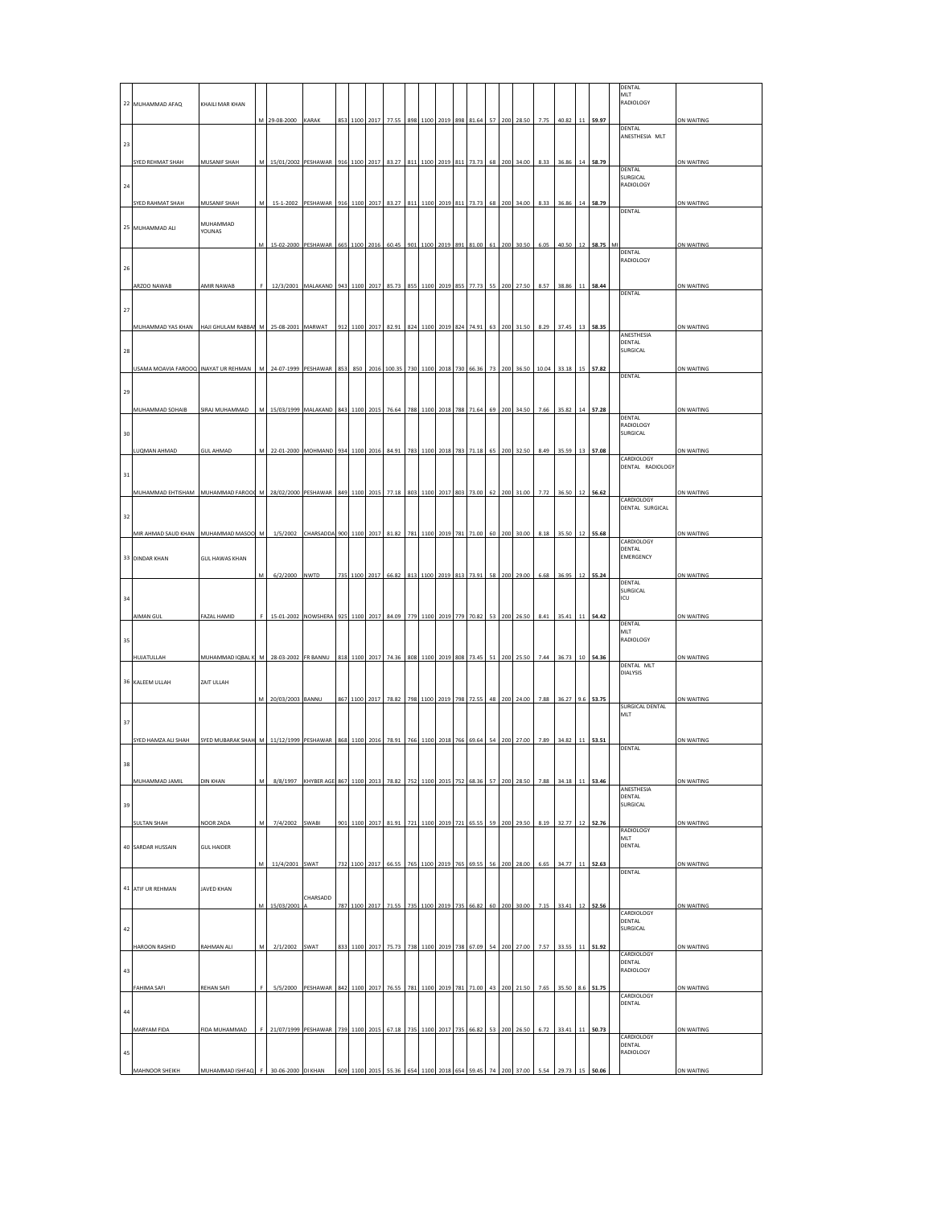| | | | | | | | | | | | | | | | | | | | | | | | | |
|---|---|---|---|---|---|---|---|---|---|---|---|---|---|---|---|---|---|---|---|---|---|---|---|---|
| 22 | MUHAMMAD AFAQ | KHAILI MAR KHAN | M | 29-08-2000 | KARAK | 853 | 1100 | 2017 | 77.55 | 898 | 1100 | 2019 | 898 | 81.64 | 57 | 200 | 28.50 | 7.75 | 40.82 | 11 | 59.97 | | DENTAL MLT RADIOLOGY | ON WAITING |
| 23 | SYED REHMAT SHAH | MUSANIF SHAH | M | 15/01/2002 | PESHAWAR | 916 | 1100 | 2017 | 83.27 | 811 | 1100 | 2019 | 811 | 73.73 | 68 | 200 | 34.00 | 8.33 | 36.86 | 14 | 58.79 | | DENTAL ANESTHESIA MLT | ON WAITING |
| 24 | SYED RAHMAT SHAH | MUSANIF SHAH | M | 15-1-2002 | PESHAWAR | 916 | 1100 | 2017 | 83.27 | 811 | 1100 | 2019 | 811 | 73.73 | 68 | 200 | 34.00 | 8.33 | 36.86 | 14 | 58.79 | | DENTAL SURGICAL RADIOLOGY | ON WAITING |
| 25 | MUHAMMAD ALI | MUHAMMAD YOUNAS | M | 15-02-2000 | PESHAWAR | 665 | 1100 | 2016 | 60.45 | 901 | 1100 | 2019 | 891 | 81.00 | 61 | 200 | 30.50 | 6.05 | 40.50 | 12 | 58.75 | MI | DENTAL | ON WAITING |
| 26 | ARZOO NAWAB | AMIR NAWAB | F | 12/3/2001 | MALAKAND | 943 | 1100 | 2017 | 85.73 | 855 | 1100 | 2019 | 855 | 77.73 | 55 | 200 | 27.50 | 8.57 | 38.86 | 11 | 58.44 | | DENTAL RADIOLOGY | ON WAITING |
| 27 | MUHAMMAD YAS KHAN | HAJI GHULAM RABBAN | M | 25-08-2001 | MARWAT | 912 | 1100 | 2017 | 82.91 | 824 | 1100 | 2019 | 824 | 74.91 | 63 | 200 | 31.50 | 8.29 | 37.45 | 13 | 58.35 | | DENTAL | ON WAITING |
| 28 | USAMA MOAVIA FAROOQ | INAYAT UR REHMAN | M | 24-07-1999 | PESHAWAR | 853 | 850 | 2016 | 100.35 | 730 | 1100 | 2018 | 730 | 66.36 | 73 | 200 | 36.50 | 10.04 | 33.18 | 15 | 57.82 | | ANESTHESIA DENTAL SURGICAL | ON WAITING |
| 29 | MUHAMMAD SOHAIB | SIRAJ MUHAMMAD | M | 15/03/1999 | MALAKAND | 843 | 1100 | 2015 | 76.64 | 788 | 1100 | 2018 | 788 | 71.64 | 69 | 200 | 34.50 | 7.66 | 35.82 | 14 | 57.28 | | DENTAL | ON WAITING |
| 30 | LUQMAN AHMAD | GUL AHMAD | M | 22-01-2000 | MOHMAND | 934 | 1100 | 2016 | 84.91 | 783 | 1100 | 2018 | 783 | 71.18 | 65 | 200 | 32.50 | 8.49 | 35.59 | 13 | 57.08 | | DENTAL RADIOLOGY SURGICAL | ON WAITING |
| 31 | MUHAMMAD EHTISHAM | MUHAMMAD FAROOQ | M | 28/02/2000 | PESHAWAR | 849 | 1100 | 2015 | 77.18 | 803 | 1100 | 2017 | 803 | 73.00 | 62 | 200 | 31.00 | 7.72 | 36.50 | 12 | 56.62 | | CARDIOLOGY DENTAL RADIOLOGY | ON WAITING |
| 32 | MIR AHMAD SAUD KHAN | MUHAMMAD MASOO | M | 1/5/2002 | CHARSADDA | 900 | 1100 | 2017 | 81.82 | 781 | 1100 | 2019 | 781 | 71.00 | 60 | 200 | 30.00 | 8.18 | 35.50 | 12 | 55.68 | | CARDIOLOGY DENTAL SURGICAL | ON WAITING |
| 33 | DINDAR KHAN | GUL HAWAS KHAN | M | 6/2/2000 | NWTD | 735 | 1100 | 2017 | 66.82 | 813 | 1100 | 2019 | 813 | 73.91 | 58 | 200 | 29.00 | 6.68 | 36.95 | 12 | 55.24 | | CARDIOLOGY DENTAL EMERGENCY | ON WAITING |
| 34 | AIMAN GUL | FAZAL HAMID | F | 15-01-2002 | NOWSHERA | 925 | 1100 | 2017 | 84.09 | 779 | 1100 | 2019 | 779 | 70.82 | 53 | 200 | 26.50 | 8.41 | 35.41 | 11 | 54.42 | | DENTAL SURGICAL ICU | ON WAITING |
| 35 | HUJATULLAH | MUHAMMAD IQBAL K | M | 28-03-2002 | FR BANNU | 818 | 1100 | 2017 | 74.36 | 808 | 1100 | 2019 | 808 | 73.45 | 51 | 200 | 25.50 | 7.44 | 36.73 | 10 | 54.36 | | DENTAL MLT RADIOLOGY | ON WAITING |
| 36 | KALEEM ULLAH | ZAIT ULLAH | M | 20/03/2003 | BANNU | 867 | 1100 | 2017 | 78.82 | 798 | 1100 | 2019 | 798 | 72.55 | 48 | 200 | 24.00 | 7.88 | 36.27 | 9.6 | 53.75 | | DENTAL MLT DIALYSIS | ON WAITING |
| 37 | SYED HAMZA ALI SHAH | SYED MUBARAK SHAH | M | 11/12/1999 | PESHAWAR | 868 | 1100 | 2016 | 78.91 | 766 | 1100 | 2018 | 766 | 69.64 | 54 | 200 | 27.00 | 7.89 | 34.82 | 11 | 53.51 | | SURGICAL DENTAL MLT | ON WAITING |
| 38 | MUHAMMAD JAMIL | DIN KHAN | M | 8/8/1997 | KHYBER AGE | 867 | 1100 | 2013 | 78.82 | 752 | 1100 | 2015 | 752 | 68.36 | 57 | 200 | 28.50 | 7.88 | 34.18 | 11 | 53.46 | | DENTAL | ON WAITING |
| 39 | SULTAN SHAH | NOOR ZADA | M | 7/4/2002 | SWABI | 901 | 1100 | 2017 | 81.91 | 721 | 1100 | 2019 | 721 | 65.55 | 59 | 200 | 29.50 | 8.19 | 32.77 | 12 | 52.76 | | ANESTHESIA DENTAL SURGICAL | ON WAITING |
| 40 | SARDAR HUSSAIN | GUL HAIDER | M | 11/4/2001 | SWAT | 732 | 1100 | 2017 | 66.55 | 765 | 1100 | 2019 | 765 | 69.55 | 56 | 200 | 28.00 | 6.65 | 34.77 | 11 | 52.63 | | RADIOLOGY MLT DENTAL | ON WAITING |
| 41 | ATIF UR REHMAN | JAVED KHAN | M | 15/03/2001 | CHARSADDA | 787 | 1100 | 2017 | 71.55 | 735 | 1100 | 2019 | 735 | 66.82 | 60 | 200 | 30.00 | 7.15 | 33.41 | 12 | 52.56 | | DENTAL | ON WAITING |
| 42 | HAROON RASHID | RAHMAN ALI | M | 2/1/2002 | SWAT | 833 | 1100 | 2017 | 75.73 | 738 | 1100 | 2019 | 738 | 67.09 | 54 | 200 | 27.00 | 7.57 | 33.55 | 11 | 51.92 | | CARDIOLOGY DENTAL SURGICAL | ON WAITING |
| 43 | FAHIMA SAFI | REHAN SAFI | F | 5/5/2000 | PESHAWAR | 842 | 1100 | 2017 | 76.55 | 781 | 1100 | 2019 | 781 | 71.00 | 43 | 200 | 21.50 | 7.65 | 35.50 | 8.6 | 51.75 | | CARDIOLOGY DENTAL RADIOLOGY | ON WAITING |
| 44 | MARYAM FIDA | FIDA MUHAMMAD | F | 21/07/1999 | PESHAWAR | 739 | 1100 | 2015 | 67.18 | 735 | 1100 | 2017 | 735 | 66.82 | 53 | 200 | 26.50 | 6.72 | 33.41 | 11 | 50.73 | | CARDIOLOGY DENTAL | ON WAITING |
| 45 | MAHNOOR SHEIKH | MUHAMMAD ISHFAQ | F | 30-06-2000 | DI KHAN | 609 | 1100 | 2015 | 55.36 | 654 | 1100 | 2018 | 654 | 59.45 | 74 | 200 | 37.00 | 5.54 | 29.73 | 15 | 50.06 | | CARDIOLOGY DENTAL RADIOLOGY | ON WAITING |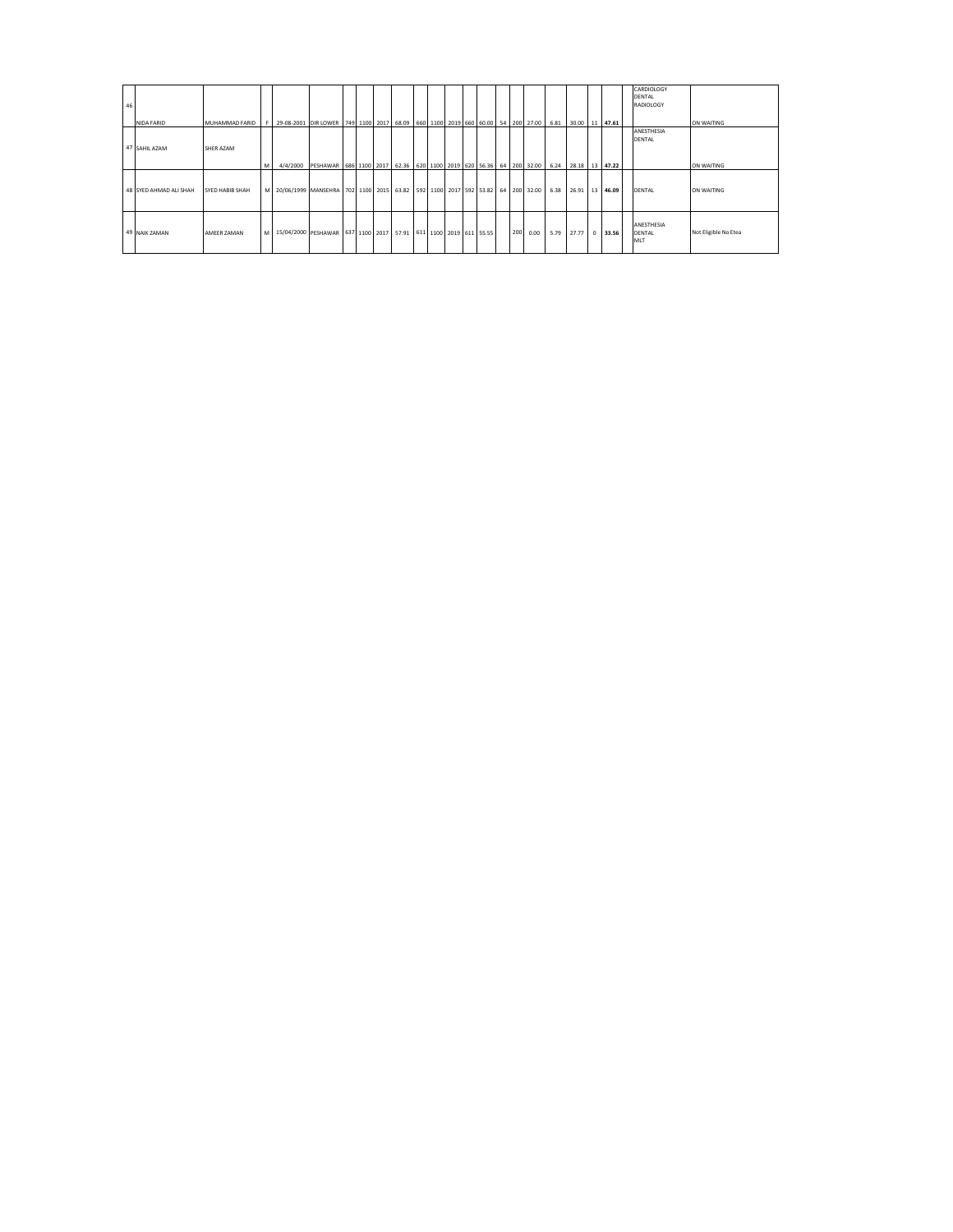| | | | | | | | | | | | | | | | | | | | | | | | | |
|---|---|---|---|---|---|---|---|---|---|---|---|---|---|---|---|---|---|---|---|---|---|---|---|---|
| 46 | NIDA FARID | MUHAMMAD FARID | F | 29-08-2001 | DIR LOWER | 749 | 1100 | 2017 | 68.09 | 660 | 1100 | 2019 | 660 | 60.00 | 54 | 200 | 27.00 | 6.81 | 30.00 | 11 | **47.61** | | CARDIOLOGY<br>DENTAL<br>RADIOLOGY | ON WAITING |
| 47 | SAHIL AZAM | SHER AZAM | M | 4/4/2000 | PESHAWAR | 686 | 1100 | 2017 | 62.36 | 620 | 1100 | 2019 | 620 | 56.36 | 64 | 200 | 32.00 | 6.24 | 28.18 | 13 | **47.22** | | ANESTHESIA<br>DENTAL | ON WAITING |
| 48 | SYED AHMAD ALI SHAH | SYED HABIB SHAH | M | 20/06/1999 | MANSEHRA | 702 | 1100 | 2015 | 63.82 | 592 | 1100 | 2017 | 592 | 53.82 | 64 | 200 | 32.00 | 6.38 | 26.91 | 13 | **46.09** | | DENTAL | ON WAITING |
| 49 | NAIK ZAMAN | AMEER ZAMAN | M | 15/04/2000 | PESHAWAR | 637 | 1100 | 2017 | 57.91 | 611 | 1100 | 2019 | 611 | 55.55 | | 200 | 0.00 | 5.79 | 27.77 | 0 | **33.56** | | ANESTHESIA<br>DENTAL<br>MLT | Not Eligible No Etea |